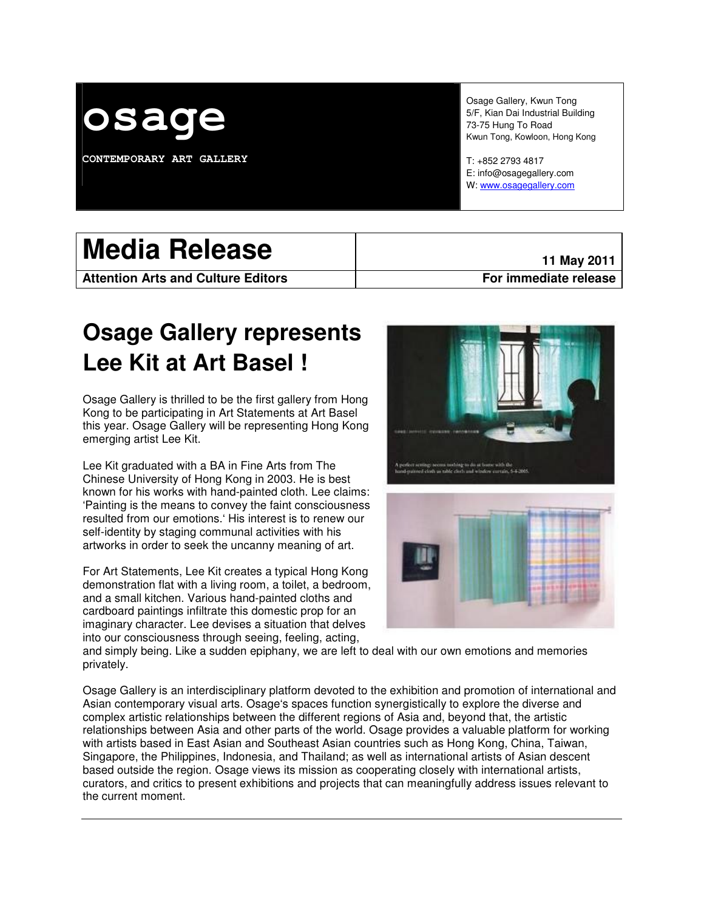# osage

**CONTEMPORARY ART GALLERY**

Osage Gallery, Kwun Tong
5/F, Kian Dai Industrial Building
73-75 Hung To Road
Kwun Tong, Kowloon, Hong Kong

T: +852 2793 4817
E: info@osagegallery.com
W: www.osagegallery.com

| **Media Release** | **11 May 2011** |
| --- | --- |
| **Attention Arts and Culture Editors** | **For immediate release** |

## Osage Gallery represents Lee Kit at Art Basel !

Osage Gallery is thrilled to be the first gallery from Hong Kong to be participating in Art Statements at Art Basel this year. Osage Gallery will be representing Hong Kong emerging artist Lee Kit.

Lee Kit graduated with a BA in Fine Arts from The Chinese University of Hong Kong in 2003. He is best known for his works with hand-painted cloth. Lee claims: 'Painting is the means to convey the faint consciousness resulted from our emotions.' His interest is to renew our self-identity by staging communal activities with his artworks in order to seek the uncanny meaning of art.

For Art Statements, Lee Kit creates a typical Hong Kong demonstration flat with a living room, a toilet, a bedroom, and a small kitchen. Various hand-painted cloths and cardboard paintings infiltrate this domestic prop for an imaginary character. Lee devises a situation that delves into our consciousness through seeing, feeling, acting, and simply being. Like a sudden epiphany, we are left to deal with our own emotions and memories privately.

Osage Gallery is an interdisciplinary platform devoted to the exhibition and promotion of international and Asian contemporary visual arts. Osage's spaces function synergistically to explore the diverse and complex artistic relationships between the different regions of Asia and, beyond that, the artistic relationships between Asia and other parts of the world. Osage provides a valuable platform for working with artists based in East Asian and Southeast Asian countries such as Hong Kong, China, Taiwan, Singapore, the Philippines, Indonesia, and Thailand; as well as international artists of Asian descent based outside the region. Osage views its mission as cooperating closely with international artists, curators, and critics to present exhibitions and projects that can meaningfully address issues relevant to the current moment.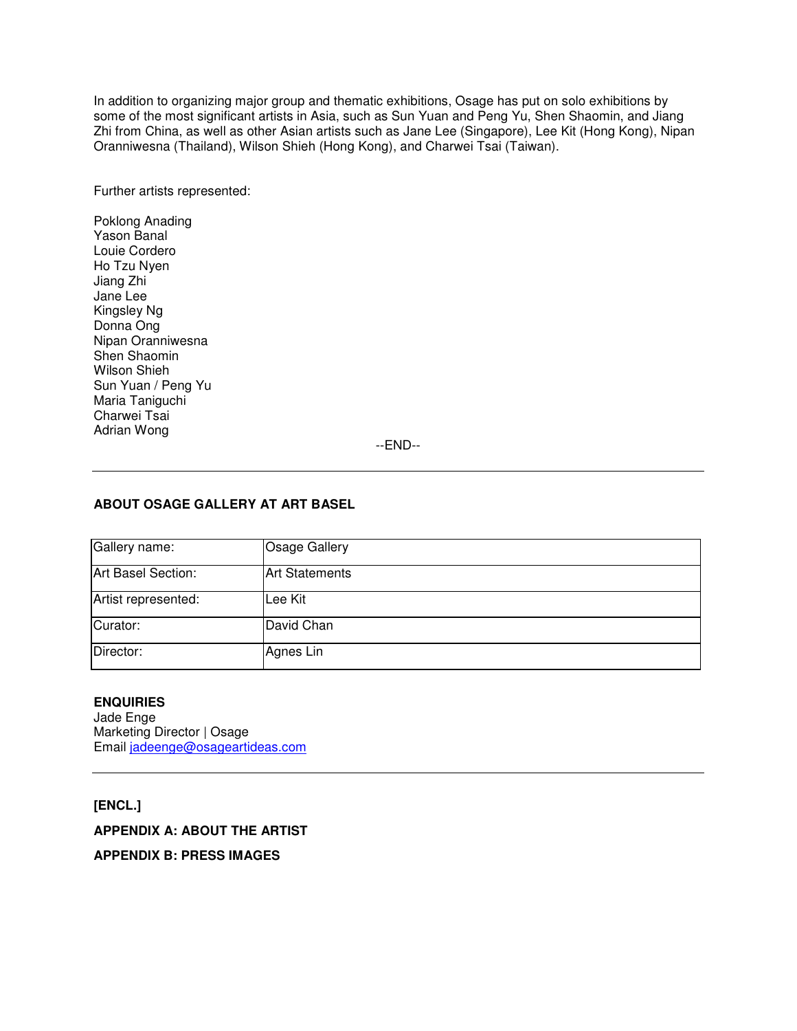In addition to organizing major group and thematic exhibitions, Osage has put on solo exhibitions by some of the most significant artists in Asia, such as Sun Yuan and Peng Yu, Shen Shaomin, and Jiang Zhi from China, as well as other Asian artists such as Jane Lee (Singapore), Lee Kit (Hong Kong), Nipan Oranniwesna (Thailand), Wilson Shieh (Hong Kong), and Charwei Tsai (Taiwan).

Further artists represented:

Poklong Anading
Yason Banal
Louie Cordero
Ho Tzu Nyen
Jiang Zhi
Jane Lee
Kingsley Ng
Donna Ong
Nipan Oranniwesna
Shen Shaomin
Wilson Shieh
Sun Yuan / Peng Yu
Maria Taniguchi
Charwei Tsai
Adrian Wong

--END--

---

**ABOUT OSAGE GALLERY AT ART BASEL**

| | |
|---|---|
| Gallery name: | Osage Gallery |
| Art Basel Section: | Art Statements |
| Artist represented: | Lee Kit |
| Curator: | David Chan |
| Director: | Agnes Lin |

**ENQUIRIES**
Jade Enge
Marketing Director | Osage
Email jadeenge@osageartideas.com

---

**[ENCL.]**

**APPENDIX A: ABOUT THE ARTIST**

**APPENDIX B: PRESS IMAGES**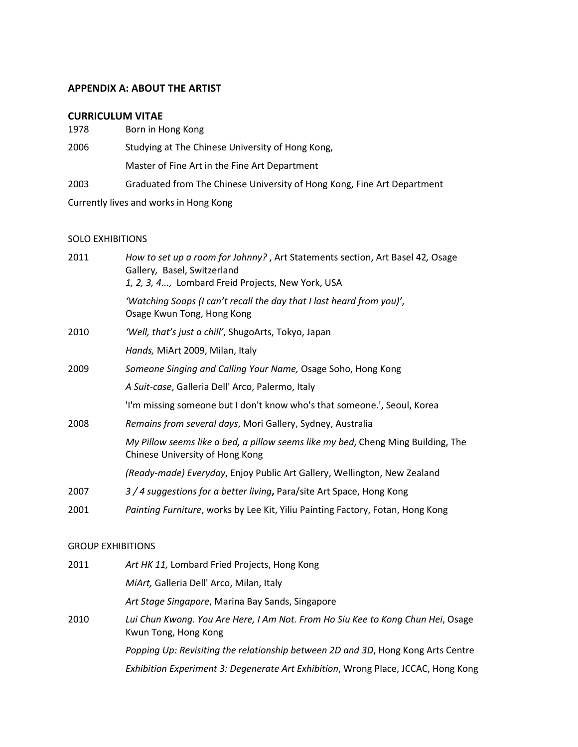## APPENDIX A: ABOUT THE ARTIST

### CURRICULUM VITAE

1978 Born in Hong Kong

2006 Studying at The Chinese University of Hong Kong,
Master of Fine Art in the Fine Art Department

2003 Graduated from The Chinese University of Hong Kong, Fine Art Department

Currently lives and works in Hong Kong

SOLO EXHIBITIONS

2011
*How to set up a room for Johnny?* , Art Statements section, Art Basel 42*,* Osage Gallery*,* Basel, Switzerland
*1, 2, 3, 4...,* Lombard Freid Projects, New York, USA

*'Watching Soaps (I can't recall the day that I last heard from you)'*, Osage Kwun Tong, Hong Kong

2010
*'Well, that's just a chill'*, ShugoArts, Tokyo, Japan

*Hands,* MiArt 2009, Milan, Italy

2009
*Someone Singing and Calling Your Name,* Osage Soho, Hong Kong

*A Suit-case*, Galleria Dell' Arco, Palermo, Italy

'I'm missing someone but I don't know who's that someone.', Seoul, Korea

2008
*Remains from several days*, Mori Gallery, Sydney, Australia

*My Pillow seems like a bed, a pillow seems like my bed*, Cheng Ming Building, The Chinese University of Hong Kong

*(Ready-made) Everyday*, Enjoy Public Art Gallery, Wellington, New Zealand

2007
*3 / 4 suggestions for a better living***,** Para/site Art Space, Hong Kong

2001
*Painting Furniture*, works by Lee Kit, Yiliu Painting Factory, Fotan, Hong Kong

GROUP EXHIBITIONS

2011
*Art HK 11,* Lombard Fried Projects, Hong Kong

*MiArt,* Galleria Dell' Arco, Milan, Italy

*Art Stage Singapore*, Marina Bay Sands, Singapore

2010
*Lui Chun Kwong. You Are Here, I Am Not. From Ho Siu Kee to Kong Chun Hei*, Osage Kwun Tong, Hong Kong

*Popping Up: Revisiting the relationship between 2D and 3D*, Hong Kong Arts Centre

*Exhibition Experiment 3: Degenerate Art Exhibition*, Wrong Place, JCCAC, Hong Kong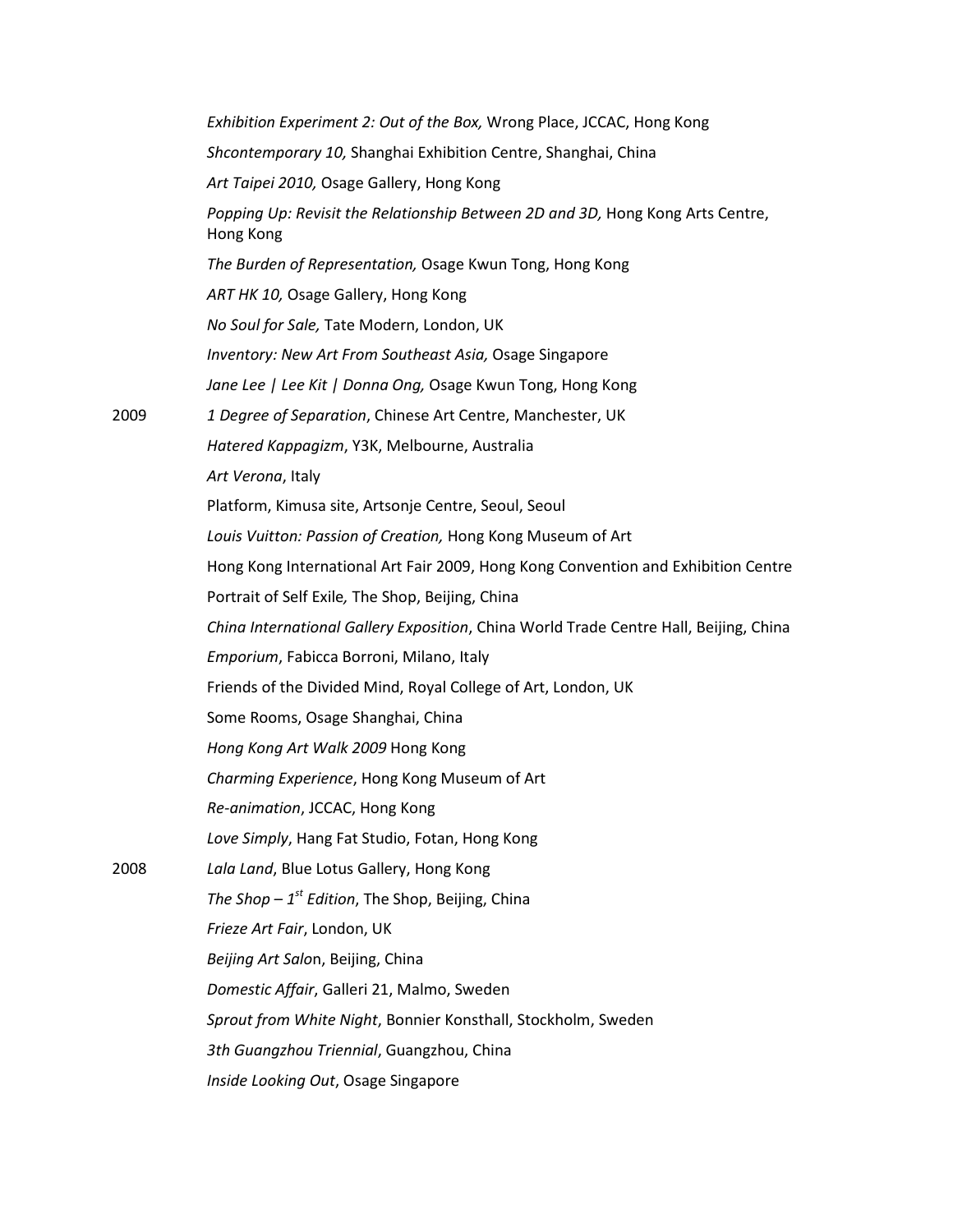*Exhibition Experiment 2: Out of the Box,* Wrong Place, JCCAC, Hong Kong

*Shcontemporary 10,* Shanghai Exhibition Centre, Shanghai, China

*Art Taipei 2010,* Osage Gallery, Hong Kong

*Popping Up: Revisit the Relationship Between 2D and 3D,* Hong Kong Arts Centre, Hong Kong

*The Burden of Representation,* Osage Kwun Tong, Hong Kong

*ART HK 10,* Osage Gallery, Hong Kong

*No Soul for Sale,* Tate Modern, London, UK

*Inventory: New Art From Southeast Asia,* Osage Singapore

*Jane Lee | Lee Kit | Donna Ong,* Osage Kwun Tong, Hong Kong

2009 *1 Degree of Separation*, Chinese Art Centre, Manchester, UK

*Hatered Kappagizm*, Y3K, Melbourne, Australia

*Art Verona*, Italy

Platform, Kimusa site, Artsonje Centre, Seoul, Seoul

*Louis Vuitton: Passion of Creation,* Hong Kong Museum of Art

Hong Kong International Art Fair 2009, Hong Kong Convention and Exhibition Centre

Portrait of Self Exile, The Shop, Beijing, China

*China International Gallery Exposition*, China World Trade Centre Hall, Beijing, China

*Emporium*, Fabicca Borroni, Milano, Italy

Friends of the Divided Mind, Royal College of Art, London, UK

Some Rooms, Osage Shanghai, China

*Hong Kong Art Walk 2009* Hong Kong

*Charming Experience*, Hong Kong Museum of Art

*Re-animation*, JCCAC, Hong Kong

*Love Simply*, Hang Fat Studio, Fotan, Hong Kong

2008 *Lala Land*, Blue Lotus Gallery, Hong Kong

*The Shop – 1st Edition*, The Shop, Beijing, China

*Frieze Art Fair*, London, UK

*Beijing Art Salo*n, Beijing, China

*Domestic Affair*, Galleri 21, Malmo, Sweden

*Sprout from White Night*, Bonnier Konsthall, Stockholm, Sweden

*3th Guangzhou Triennial*, Guangzhou, China

*Inside Looking Out*, Osage Singapore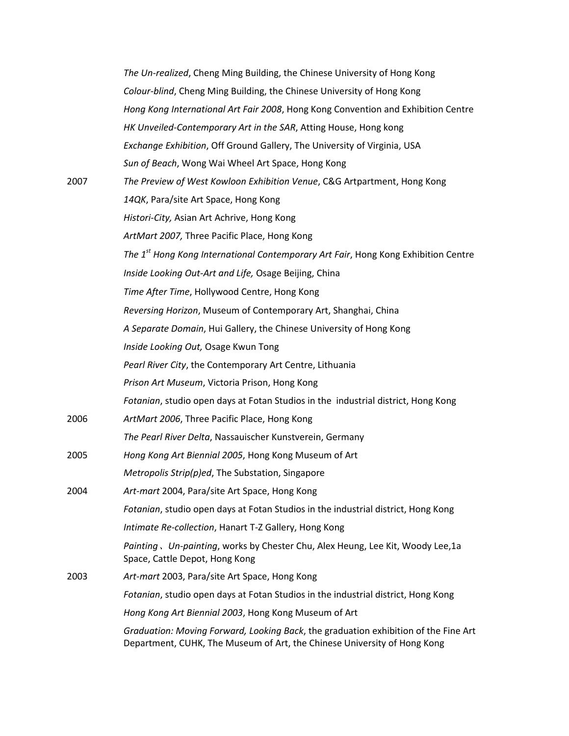| | |
|---|---|
| | *The Un-realized*, Cheng Ming Building, the Chinese University of Hong Kong |
| | *Colour-blind*, Cheng Ming Building, the Chinese University of Hong Kong |
| | *Hong Kong International Art Fair 2008*, Hong Kong Convention and Exhibition Centre |
| | *HK Unveiled-Contemporary Art in the SAR*, Atting House, Hong kong |
| | *Exchange Exhibition*, Off Ground Gallery, The University of Virginia, USA |
| | *Sun of Beach*, Wong Wai Wheel Art Space, Hong Kong |
| 2007 | *The Preview of West Kowloon Exhibition Venue*, C&G Artpartment, Hong Kong |
| | *14QK*, Para/site Art Space, Hong Kong |
| | *Histori-City,* Asian Art Achrive, Hong Kong |
| | *ArtMart 2007,* Three Pacific Place, Hong Kong |
| | *The 1st Hong Kong International Contemporary Art Fair*, Hong Kong Exhibition Centre |
| | *Inside Looking Out-Art and Life,* Osage Beijing, China |
| | *Time After Time*, Hollywood Centre, Hong Kong |
| | *Reversing Horizon*, Museum of Contemporary Art, Shanghai, China |
| | *A Separate Domain*, Hui Gallery, the Chinese University of Hong Kong |
| | *Inside Looking Out,* Osage Kwun Tong |
| | *Pearl River City*, the Contemporary Art Centre, Lithuania |
| | *Prison Art Museum*, Victoria Prison, Hong Kong |
| | *Fotanian*, studio open days at Fotan Studios in the industrial district, Hong Kong |
| 2006 | *ArtMart 2006*, Three Pacific Place, Hong Kong |
| | *The Pearl River Delta*, Nassauischer Kunstverein, Germany |
| 2005 | *Hong Kong Art Biennial 2005*, Hong Kong Museum of Art |
| | *Metropolis Strip(p)ed*, The Substation, Singapore |
| 2004 | *Art-mart* 2004, Para/site Art Space, Hong Kong |
| | *Fotanian*, studio open days at Fotan Studios in the industrial district, Hong Kong |
| | *Intimate Re-collection*, Hanart T-Z Gallery, Hong Kong |
| | *Painting*、*Un-painting*, works by Chester Chu, Alex Heung, Lee Kit, Woody Lee,1a Space, Cattle Depot, Hong Kong |
| 2003 | *Art-mart* 2003, Para/site Art Space, Hong Kong |
| | *Fotanian*, studio open days at Fotan Studios in the industrial district, Hong Kong |
| | *Hong Kong Art Biennial 2003*, Hong Kong Museum of Art |
| | *Graduation: Moving Forward, Looking Back*, the graduation exhibition of the Fine Art Department, CUHK, The Museum of Art, the Chinese University of Hong Kong |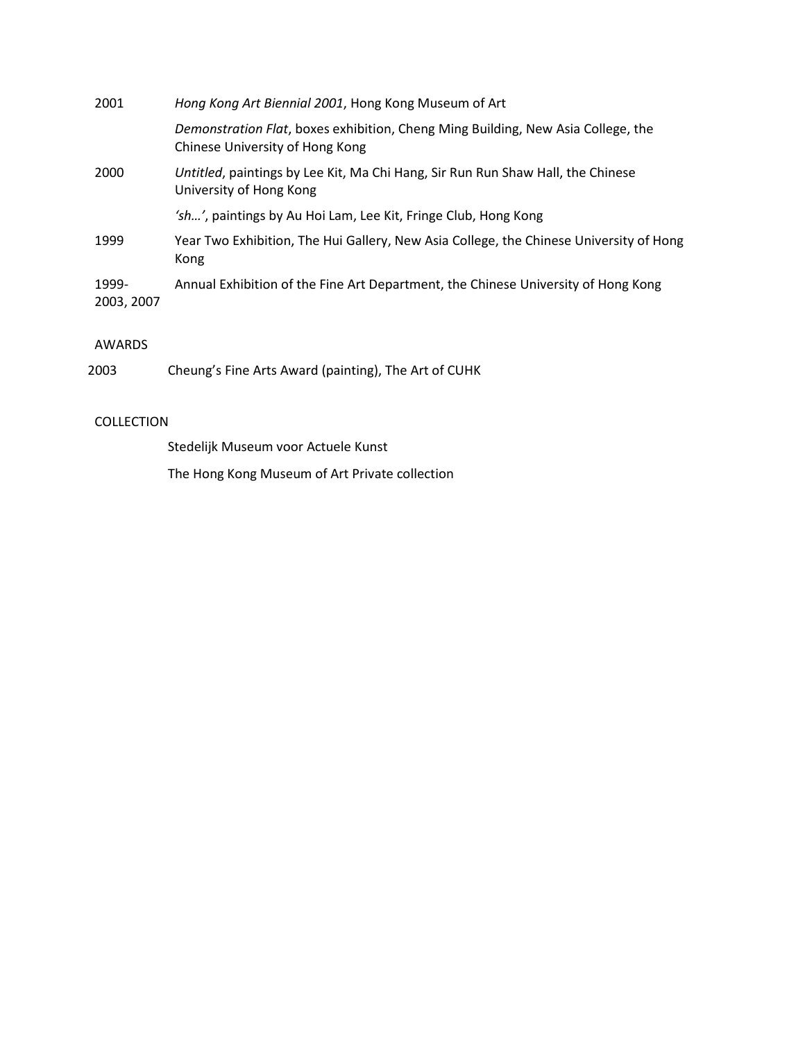| | |
|---|---|
| 2001 | *Hong Kong Art Biennial 2001*, Hong Kong Museum of Art |
| | *Demonstration Flat*, boxes exhibition, Cheng Ming Building, New Asia College, the Chinese University of Hong Kong |
| 2000 | *Untitled*, paintings by Lee Kit, Ma Chi Hang, Sir Run Run Shaw Hall, the Chinese University of Hong Kong |
| | *'sh…'*, paintings by Au Hoi Lam, Lee Kit, Fringe Club, Hong Kong |
| 1999 | Year Two Exhibition, The Hui Gallery, New Asia College, the Chinese University of Hong Kong |
| 1999-2003, 2007 | Annual Exhibition of the Fine Art Department, the Chinese University of Hong Kong |

AWARDS

| | |
|---|---|
| 2003 | Cheung's Fine Arts Award (painting), The Art of CUHK |

COLLECTION

Stedelijk Museum voor Actuele Kunst

The Hong Kong Museum of Art Private collection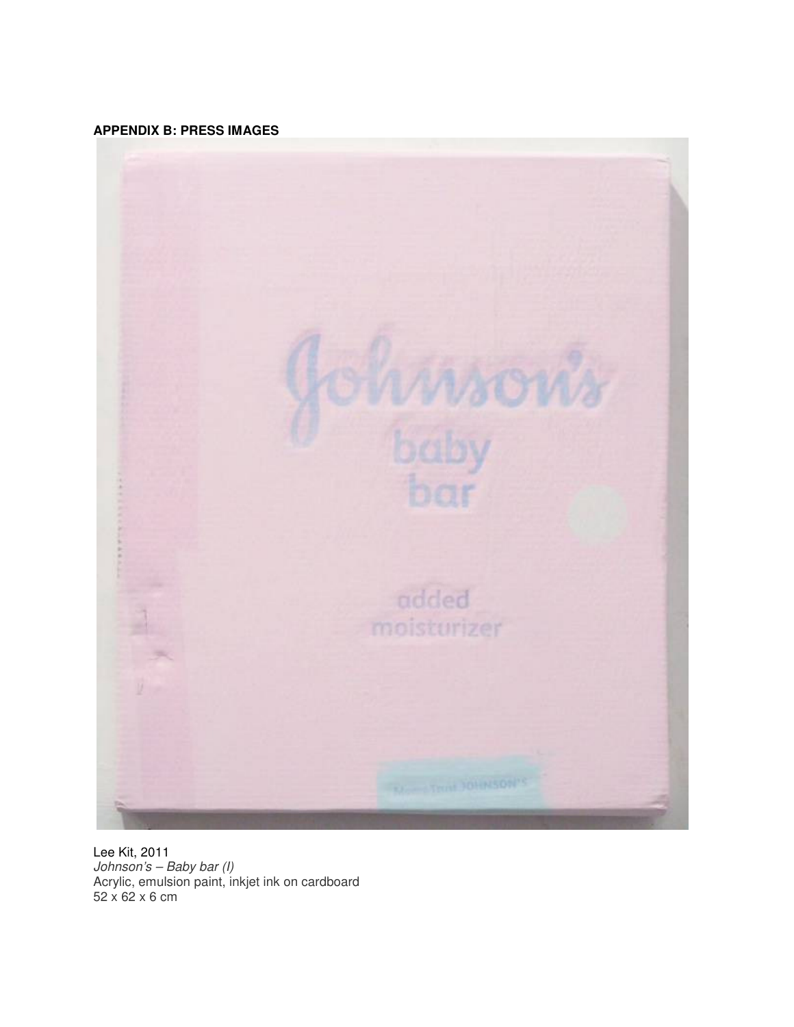**APPENDIX B: PRESS IMAGES**

Lee Kit, 2011
*Johnson's – Baby bar (I)*
Acrylic, emulsion paint, inkjet ink on cardboard
52 x 62 x 6 cm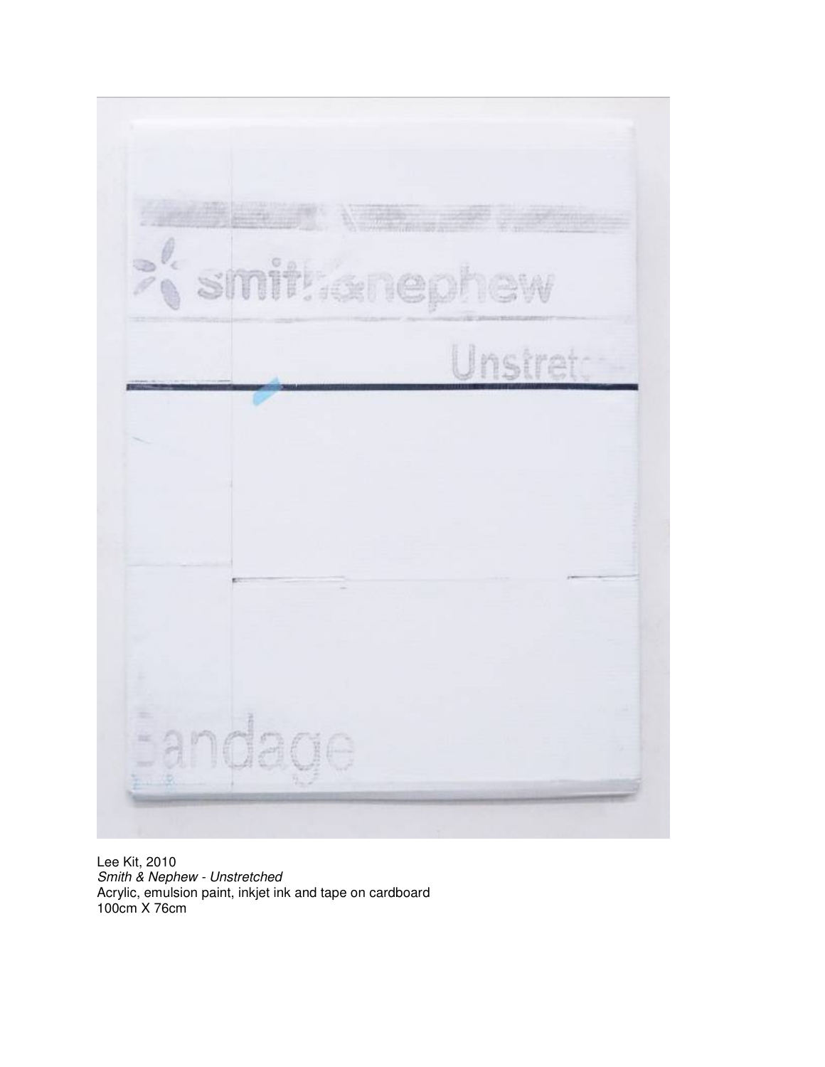Lee Kit, 2010
*Smith & Nephew - Unstretched*
Acrylic, emulsion paint, inkjet ink and tape on cardboard
100cm X 76cm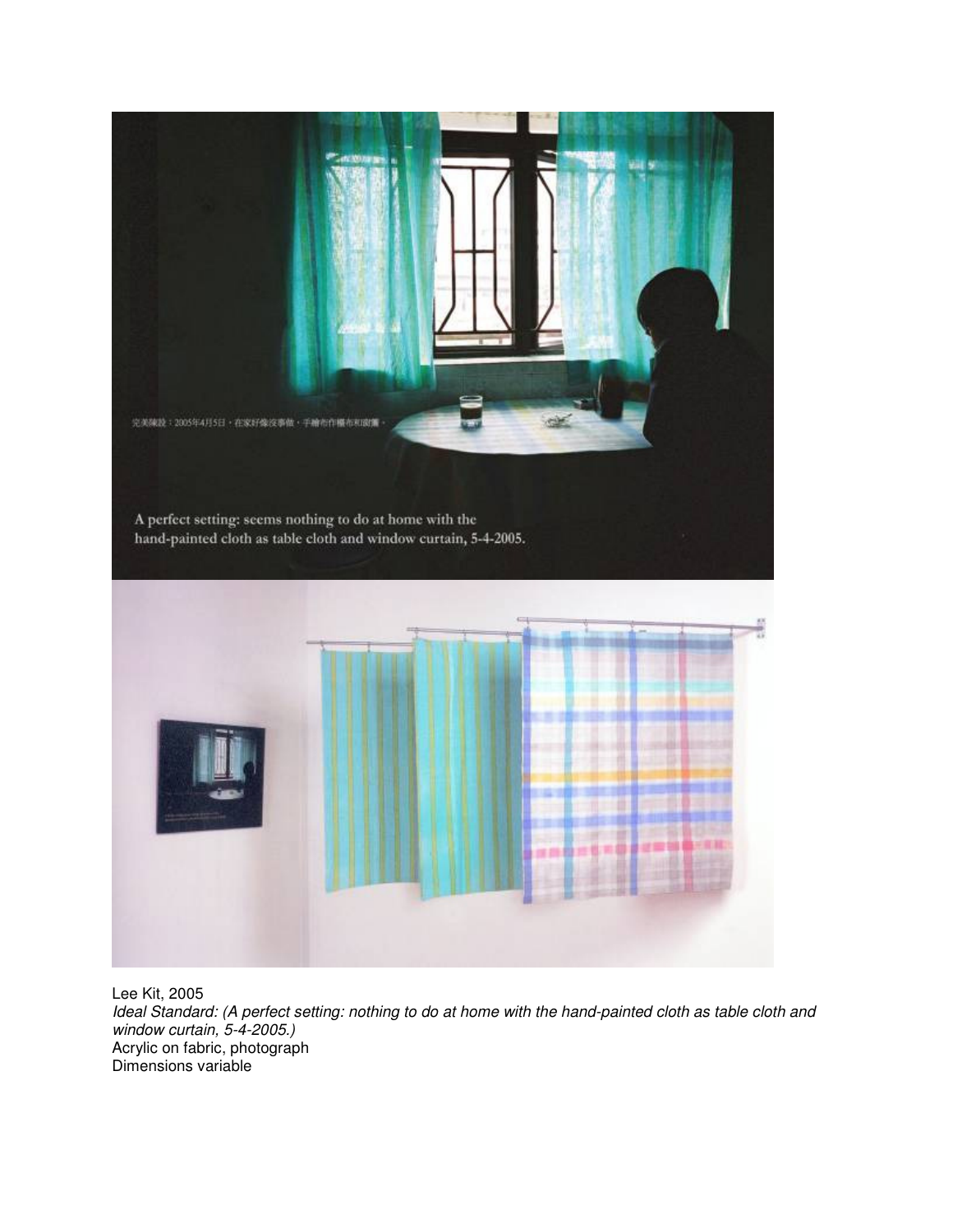Lee Kit, 2005

*Ideal Standard: (A perfect setting: nothing to do at home with the hand-painted cloth as table cloth and window curtain, 5-4-2005.)*

Acrylic on fabric, photograph

Dimensions variable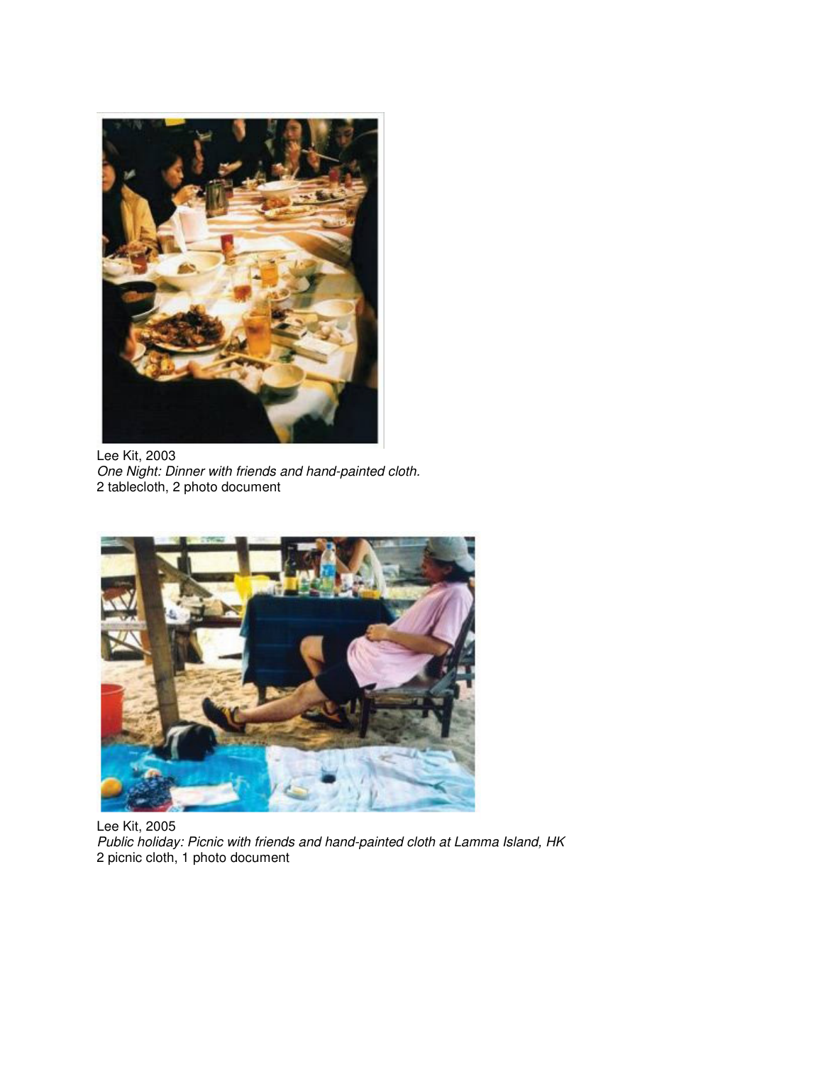Lee Kit, 2003
*One Night: Dinner with friends and hand-painted cloth.*
2 tablecloth, 2 photo document

Lee Kit, 2005
*Public holiday: Picnic with friends and hand-painted cloth at Lamma Island, HK*
2 picnic cloth, 1 photo document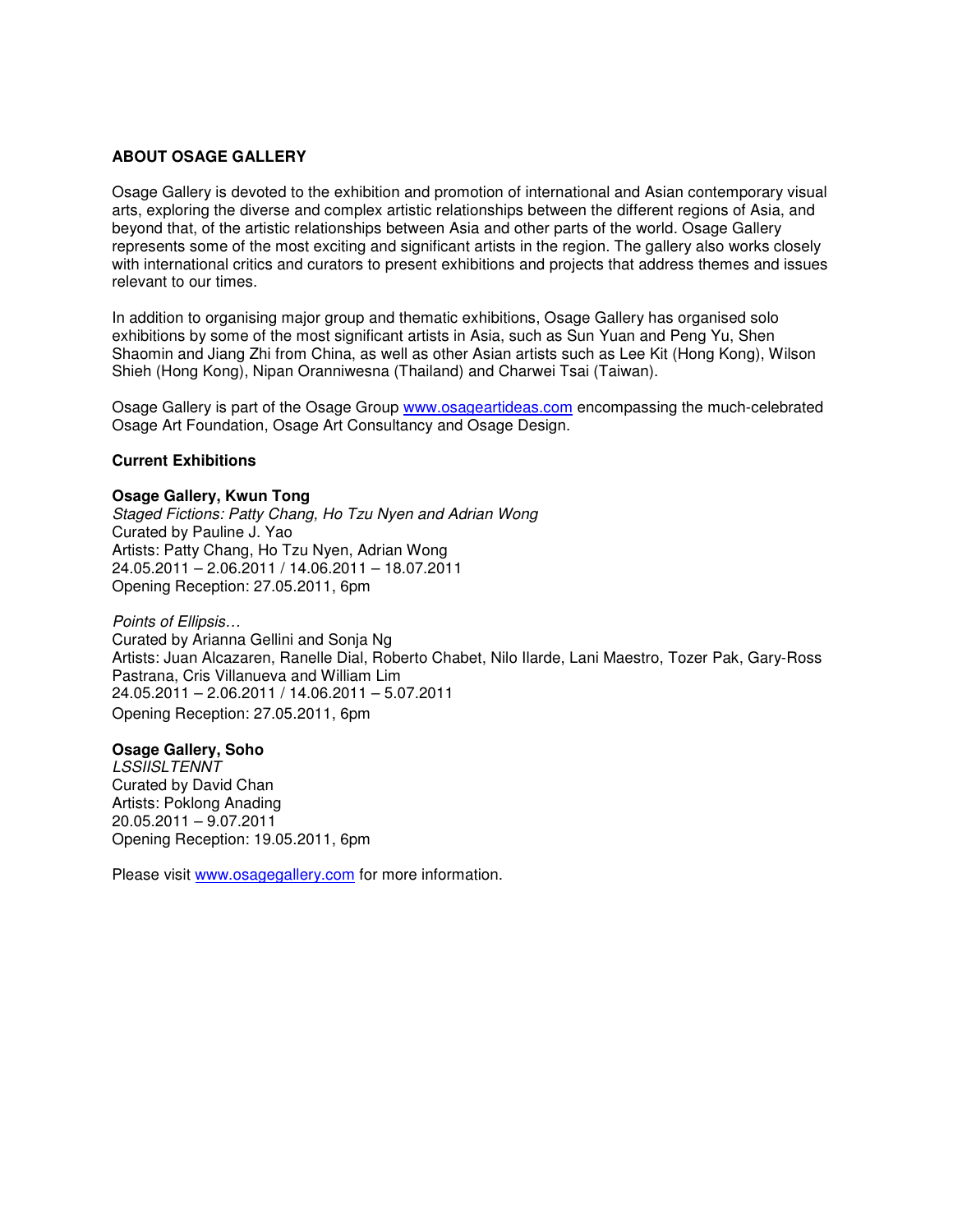## ABOUT OSAGE GALLERY

Osage Gallery is devoted to the exhibition and promotion of international and Asian contemporary visual arts, exploring the diverse and complex artistic relationships between the different regions of Asia, and beyond that, of the artistic relationships between Asia and other parts of the world. Osage Gallery represents some of the most exciting and significant artists in the region. The gallery also works closely with international critics and curators to present exhibitions and projects that address themes and issues relevant to our times.

In addition to organising major group and thematic exhibitions, Osage Gallery has organised solo exhibitions by some of the most significant artists in Asia, such as Sun Yuan and Peng Yu, Shen Shaomin and Jiang Zhi from China, as well as other Asian artists such as Lee Kit (Hong Kong), Wilson Shieh (Hong Kong), Nipan Oranniwesna (Thailand) and Charwei Tsai (Taiwan).

Osage Gallery is part of the Osage Group www.osageartideas.com encompassing the much-celebrated Osage Art Foundation, Osage Art Consultancy and Osage Design.

### Current Exhibitions

**Osage Gallery, Kwun Tong**
*Staged Fictions: Patty Chang, Ho Tzu Nyen and Adrian Wong*
Curated by Pauline J. Yao
Artists: Patty Chang, Ho Tzu Nyen, Adrian Wong
24.05.2011 – 2.06.2011 / 14.06.2011 – 18.07.2011
Opening Reception: 27.05.2011, 6pm

*Points of Ellipsis…*
Curated by Arianna Gellini and Sonja Ng
Artists: Juan Alcazaren, Ranelle Dial, Roberto Chabet, Nilo Ilarde, Lani Maestro, Tozer Pak, Gary-Ross Pastrana, Cris Villanueva and William Lim
24.05.2011 – 2.06.2011 / 14.06.2011 – 5.07.2011
Opening Reception: 27.05.2011, 6pm

**Osage Gallery, Soho**
*LSSIISLTENNT*
Curated by David Chan
Artists: Poklong Anading
20.05.2011 – 9.07.2011
Opening Reception: 19.05.2011, 6pm

Please visit www.osagegallery.com for more information.